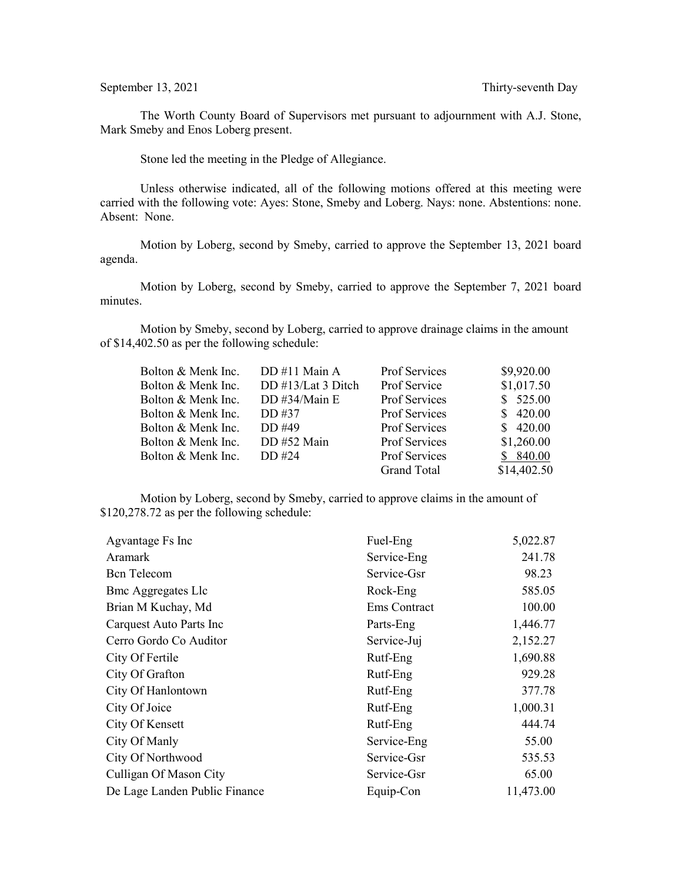September 13, 2021 Thirty-seventh Day

The Worth County Board of Supervisors met pursuant to adjournment with A.J. Stone, Mark Smeby and Enos Loberg present.

Stone led the meeting in the Pledge of Allegiance.

Unless otherwise indicated, all of the following motions offered at this meeting were carried with the following vote: Ayes: Stone, Smeby and Loberg. Nays: none. Abstentions: none. Absent: None.

Motion by Loberg, second by Smeby, carried to approve the September 13, 2021 board agenda.

Motion by Loberg, second by Smeby, carried to approve the September 7, 2021 board minutes.

Motion by Smeby, second by Loberg, carried to approve drainage claims in the amount of $14,402.50 as per the following schedule:

| | | | |
|---|---|---|---|
| Bolton & Menk Inc. | DD #11 Main A | Prof Services | $9,920.00 |
| Bolton & Menk Inc. | DD #13/Lat 3 Ditch | Prof Service | $1,017.50 |
| Bolton & Menk Inc. | DD #34/Main E | Prof Services | $ 525.00 |
| Bolton & Menk Inc. | DD #37 | Prof Services | $ 420.00 |
| Bolton & Menk Inc. | DD #49 | Prof Services | $ 420.00 |
| Bolton & Menk Inc. | DD #52 Main | Prof Services | $1,260.00 |
| Bolton & Menk Inc. | DD #24 | Prof Services | $ 840.00 |
| | | Grand Total | $14,402.50 |

Motion by Loberg, second by Smeby, carried to approve claims in the amount of $120,278.72 as per the following schedule:

| | | |
|---|---|---|
| Agvantage Fs Inc | Fuel-Eng | 5,022.87 |
| Aramark | Service-Eng | 241.78 |
| Bcn Telecom | Service-Gsr | 98.23 |
| Bmc Aggregates Llc | Rock-Eng | 585.05 |
| Brian M Kuchay, Md | Ems Contract | 100.00 |
| Carquest Auto Parts Inc | Parts-Eng | 1,446.77 |
| Cerro Gordo Co Auditor | Service-Juj | 2,152.27 |
| City Of Fertile | Rutf-Eng | 1,690.88 |
| City Of Grafton | Rutf-Eng | 929.28 |
| City Of Hanlontown | Rutf-Eng | 377.78 |
| City Of Joice | Rutf-Eng | 1,000.31 |
| City Of Kensett | Rutf-Eng | 444.74 |
| City Of Manly | Service-Eng | 55.00 |
| City Of Northwood | Service-Gsr | 535.53 |
| Culligan Of Mason City | Service-Gsr | 65.00 |
| De Lage Landen Public Finance | Equip-Con | 11,473.00 |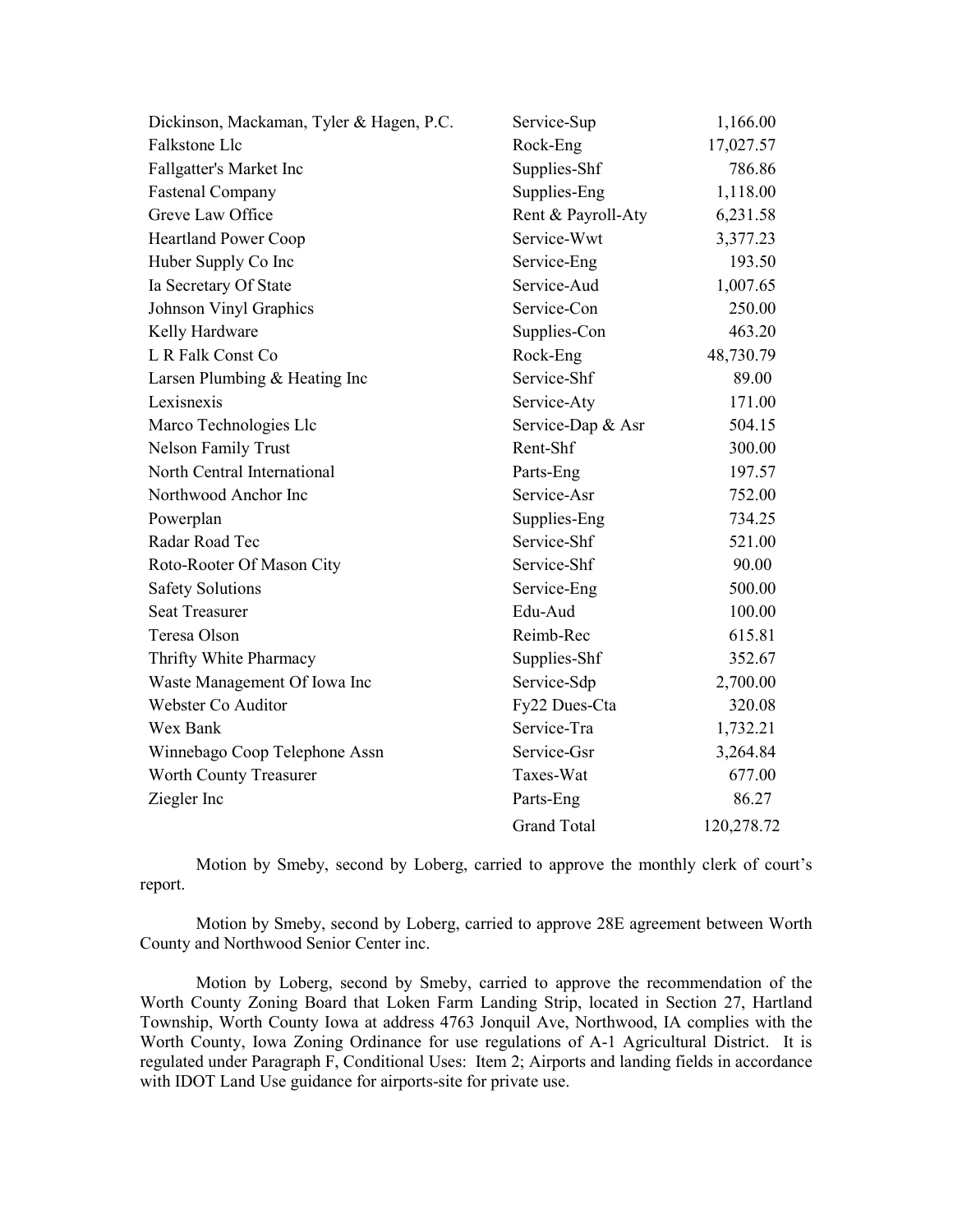| | | |
|---|---|---|
| Dickinson, Mackaman, Tyler & Hagen, P.C. | Service-Sup | 1,166.00 |
| Falkstone Llc | Rock-Eng | 17,027.57 |
| Fallgatter's Market Inc | Supplies-Shf | 786.86 |
| Fastenal Company | Supplies-Eng | 1,118.00 |
| Greve Law Office | Rent & Payroll-Aty | 6,231.58 |
| Heartland Power Coop | Service-Wwt | 3,377.23 |
| Huber Supply Co Inc | Service-Eng | 193.50 |
| Ia Secretary Of State | Service-Aud | 1,007.65 |
| Johnson Vinyl Graphics | Service-Con | 250.00 |
| Kelly Hardware | Supplies-Con | 463.20 |
| L R Falk Const Co | Rock-Eng | 48,730.79 |
| Larsen Plumbing & Heating Inc | Service-Shf | 89.00 |
| Lexisnexis | Service-Aty | 171.00 |
| Marco Technologies Llc | Service-Dap & Asr | 504.15 |
| Nelson Family Trust | Rent-Shf | 300.00 |
| North Central International | Parts-Eng | 197.57 |
| Northwood Anchor Inc | Service-Asr | 752.00 |
| Powerplan | Supplies-Eng | 734.25 |
| Radar Road Tec | Service-Shf | 521.00 |
| Roto-Rooter Of Mason City | Service-Shf | 90.00 |
| Safety Solutions | Service-Eng | 500.00 |
| Seat Treasurer | Edu-Aud | 100.00 |
| Teresa Olson | Reimb-Rec | 615.81 |
| Thrifty White Pharmacy | Supplies-Shf | 352.67 |
| Waste Management Of Iowa Inc | Service-Sdp | 2,700.00 |
| Webster Co Auditor | Fy22 Dues-Cta | 320.08 |
| Wex Bank | Service-Tra | 1,732.21 |
| Winnebago Coop Telephone Assn | Service-Gsr | 3,264.84 |
| Worth County Treasurer | Taxes-Wat | 677.00 |
| Ziegler Inc | Parts-Eng | 86.27 |
| | Grand Total | 120,278.72 |

Motion by Smeby, second by Loberg, carried to approve the monthly clerk of court's report.

Motion by Smeby, second by Loberg, carried to approve 28E agreement between Worth County and Northwood Senior Center inc.

Motion by Loberg, second by Smeby, carried to approve the recommendation of the Worth County Zoning Board that Loken Farm Landing Strip, located in Section 27, Hartland Township, Worth County Iowa at address 4763 Jonquil Ave, Northwood, IA complies with the Worth County, Iowa Zoning Ordinance for use regulations of A-1 Agricultural District. It is regulated under Paragraph F, Conditional Uses: Item 2; Airports and landing fields in accordance with IDOT Land Use guidance for airports-site for private use.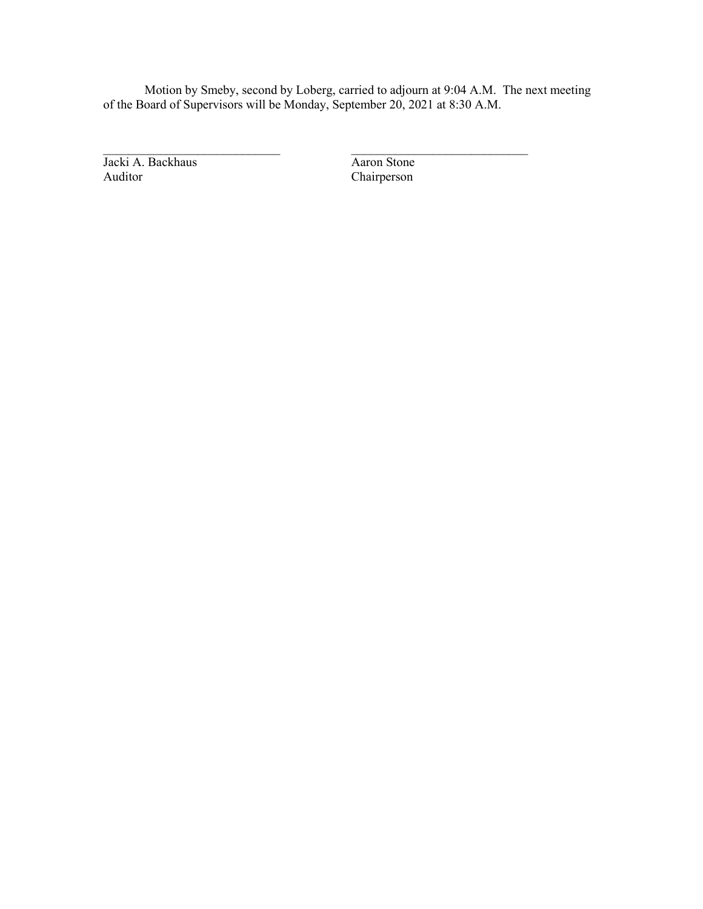Motion by Smeby, second by Loberg, carried to adjourn at 9:04 A.M. The next meeting of the Board of Supervisors will be Monday, September 20, 2021 at 8:30 A.M.

| | |
|---|---|
| ______________________________ | ______________________________ |
| Jacki A. Backhaus | Aaron Stone |
| Auditor | Chairperson |